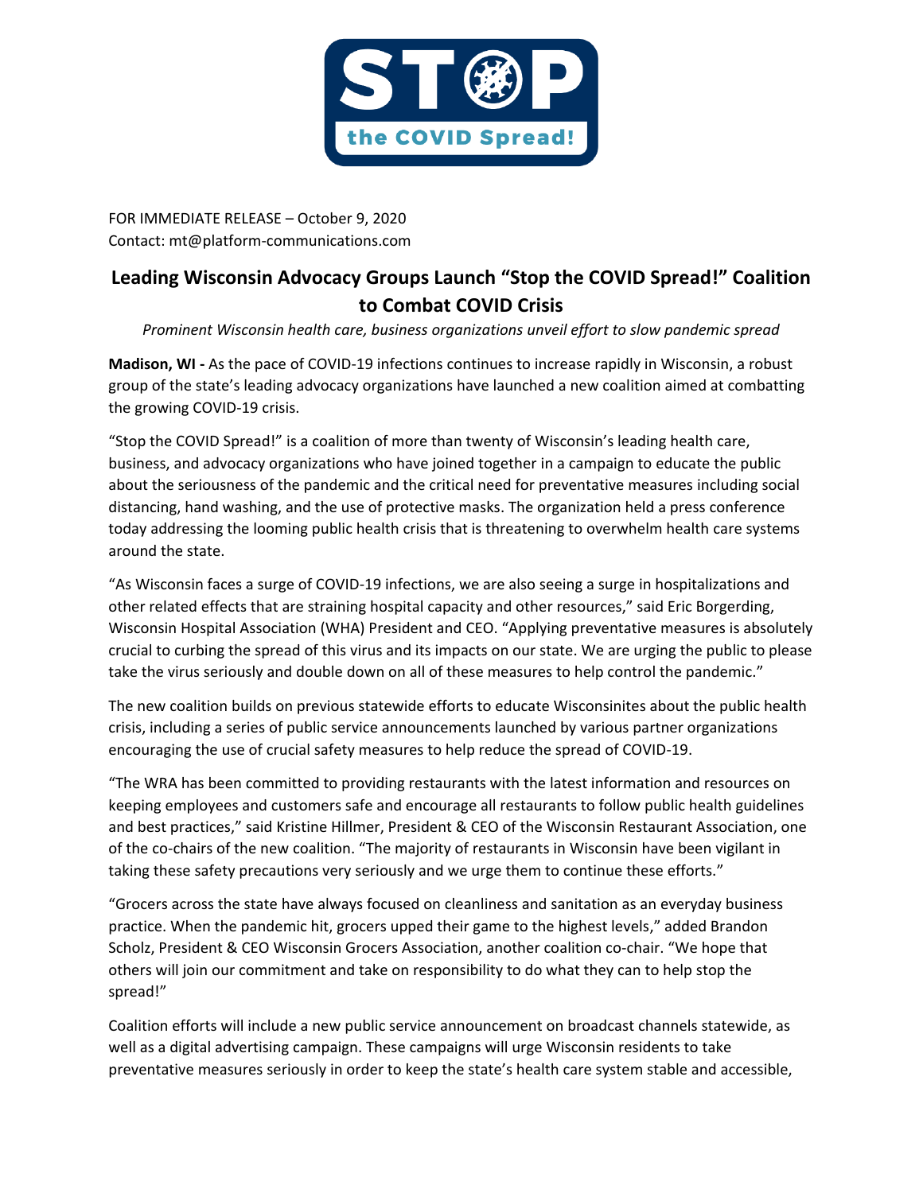FOR IMMEDIATE RELEASE – October 9, 2020
Contact: mt@platform-communications.com

# Leading Wisconsin Advocacy Groups Launch "Stop the COVID Spread!" Coalition to Combat COVID Crisis

*Prominent Wisconsin health care, business organizations unveil effort to slow pandemic spread*

**Madison, WI -** As the pace of COVID-19 infections continues to increase rapidly in Wisconsin, a robust group of the state's leading advocacy organizations have launched a new coalition aimed at combatting the growing COVID-19 crisis.

"Stop the COVID Spread!" is a coalition of more than twenty of Wisconsin's leading health care, business, and advocacy organizations who have joined together in a campaign to educate the public about the seriousness of the pandemic and the critical need for preventative measures including social distancing, hand washing, and the use of protective masks. The organization held a press conference today addressing the looming public health crisis that is threatening to overwhelm health care systems around the state.

"As Wisconsin faces a surge of COVID-19 infections, we are also seeing a surge in hospitalizations and other related effects that are straining hospital capacity and other resources," said Eric Borgerding, Wisconsin Hospital Association (WHA) President and CEO. "Applying preventative measures is absolutely crucial to curbing the spread of this virus and its impacts on our state. We are urging the public to please take the virus seriously and double down on all of these measures to help control the pandemic."

The new coalition builds on previous statewide efforts to educate Wisconsinites about the public health crisis, including a series of public service announcements launched by various partner organizations encouraging the use of crucial safety measures to help reduce the spread of COVID-19.

"The WRA has been committed to providing restaurants with the latest information and resources on keeping employees and customers safe and encourage all restaurants to follow public health guidelines and best practices," said Kristine Hillmer, President & CEO of the Wisconsin Restaurant Association, one of the co-chairs of the new coalition. "The majority of restaurants in Wisconsin have been vigilant in taking these safety precautions very seriously and we urge them to continue these efforts."

"Grocers across the state have always focused on cleanliness and sanitation as an everyday business practice. When the pandemic hit, grocers upped their game to the highest levels," added Brandon Scholz, President & CEO Wisconsin Grocers Association, another coalition co-chair. "We hope that others will join our commitment and take on responsibility to do what they can to help stop the spread!"

Coalition efforts will include a new public service announcement on broadcast channels statewide, as well as a digital advertising campaign. These campaigns will urge Wisconsin residents to take preventative measures seriously in order to keep the state's health care system stable and accessible,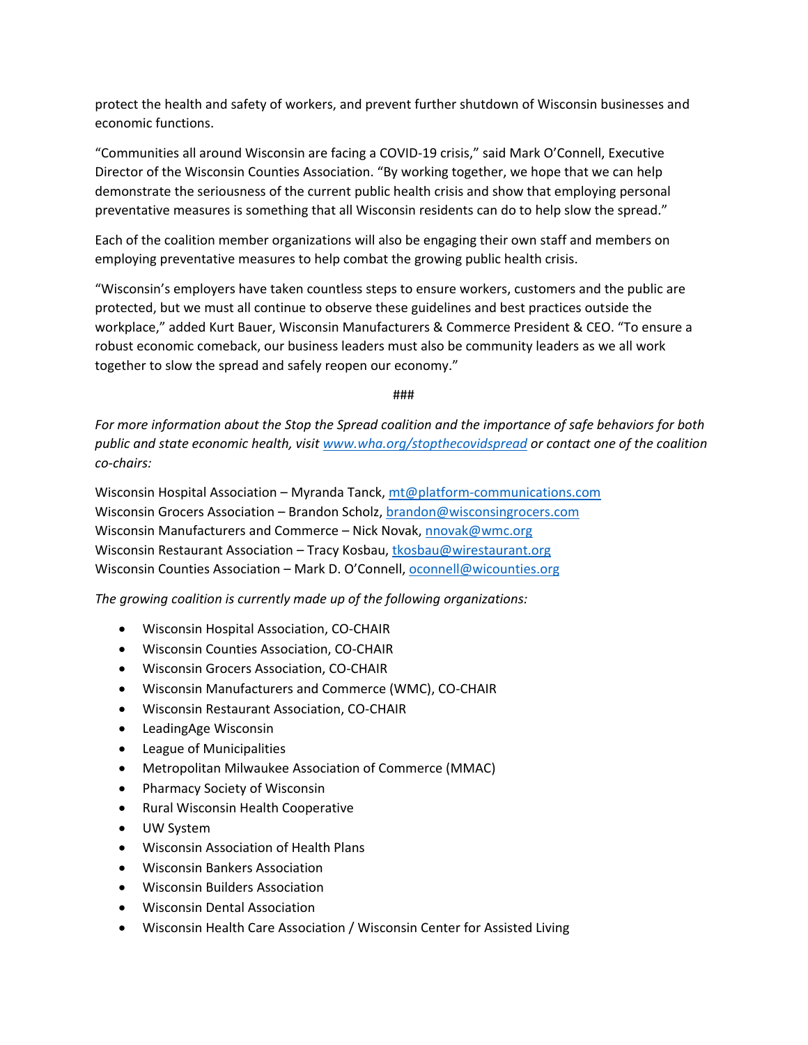protect the health and safety of workers, and prevent further shutdown of Wisconsin businesses and economic functions.

"Communities all around Wisconsin are facing a COVID-19 crisis," said Mark O'Connell, Executive Director of the Wisconsin Counties Association. "By working together, we hope that we can help demonstrate the seriousness of the current public health crisis and show that employing personal preventative measures is something that all Wisconsin residents can do to help slow the spread."

Each of the coalition member organizations will also be engaging their own staff and members on employing preventative measures to help combat the growing public health crisis.

"Wisconsin's employers have taken countless steps to ensure workers, customers and the public are protected, but we must all continue to observe these guidelines and best practices outside the workplace," added Kurt Bauer, Wisconsin Manufacturers & Commerce President & CEO. "To ensure a robust economic comeback, our business leaders must also be community leaders as we all work together to slow the spread and safely reopen our economy."

###

*For more information about the Stop the Spread coalition and the importance of safe behaviors for both public and state economic health, visit [www.wha.org/stopthecovidspread](www.wha.org/stopthecovidspread) or contact one of the coalition co-chairs:*

Wisconsin Hospital Association – Myranda Tanck, mt@platform-communications.com
Wisconsin Grocers Association – Brandon Scholz, brandon@wisconsingrocers.com
Wisconsin Manufacturers and Commerce – Nick Novak, nnovak@wmc.org
Wisconsin Restaurant Association – Tracy Kosbau, tkosbau@wirestaurant.org
Wisconsin Counties Association – Mark D. O'Connell, oconnell@wicounties.org

*The growing coalition is currently made up of the following organizations:*

- Wisconsin Hospital Association, CO-CHAIR
- Wisconsin Counties Association, CO-CHAIR
- Wisconsin Grocers Association, CO-CHAIR
- Wisconsin Manufacturers and Commerce (WMC), CO-CHAIR
- Wisconsin Restaurant Association, CO-CHAIR
- LeadingAge Wisconsin
- League of Municipalities
- Metropolitan Milwaukee Association of Commerce (MMAC)
- Pharmacy Society of Wisconsin
- Rural Wisconsin Health Cooperative
- UW System
- Wisconsin Association of Health Plans
- Wisconsin Bankers Association
- Wisconsin Builders Association
- Wisconsin Dental Association
- Wisconsin Health Care Association / Wisconsin Center for Assisted Living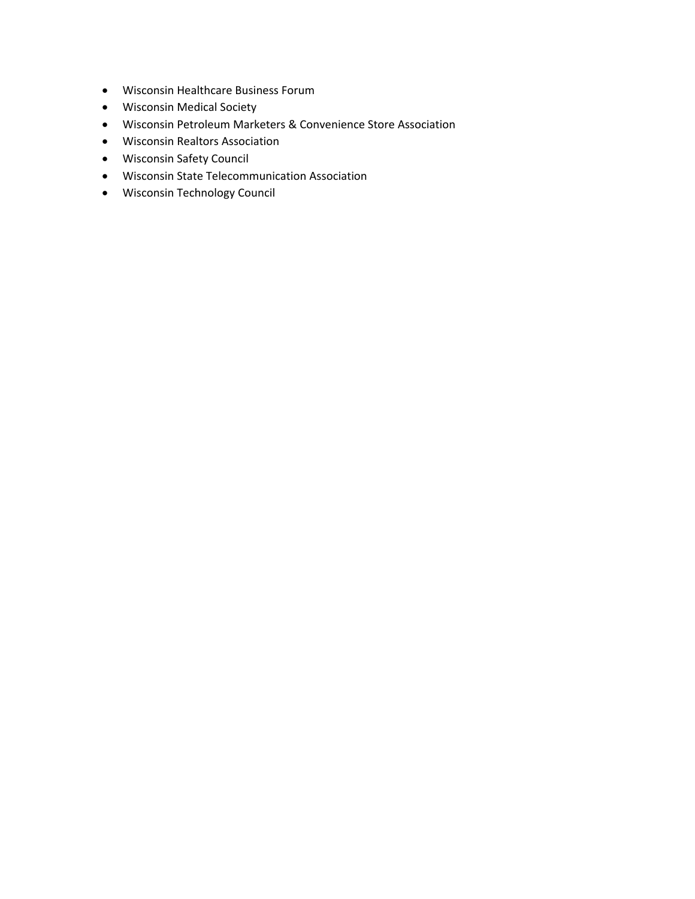- Wisconsin Healthcare Business Forum
- Wisconsin Medical Society
- Wisconsin Petroleum Marketers & Convenience Store Association
- Wisconsin Realtors Association
- Wisconsin Safety Council
- Wisconsin State Telecommunication Association
- Wisconsin Technology Council